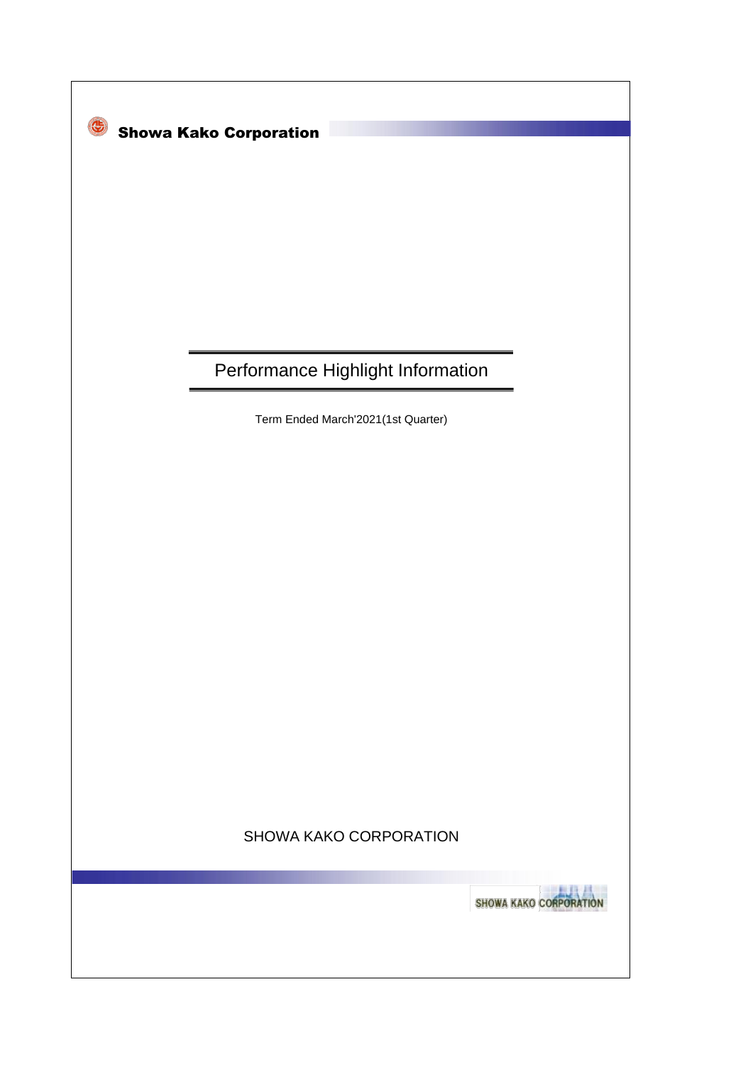**Showa Kako Corporation**

# Performance Highlight Information

Term Ended March'2021(1st Quarter)

SHOWA KAKO CORPORATION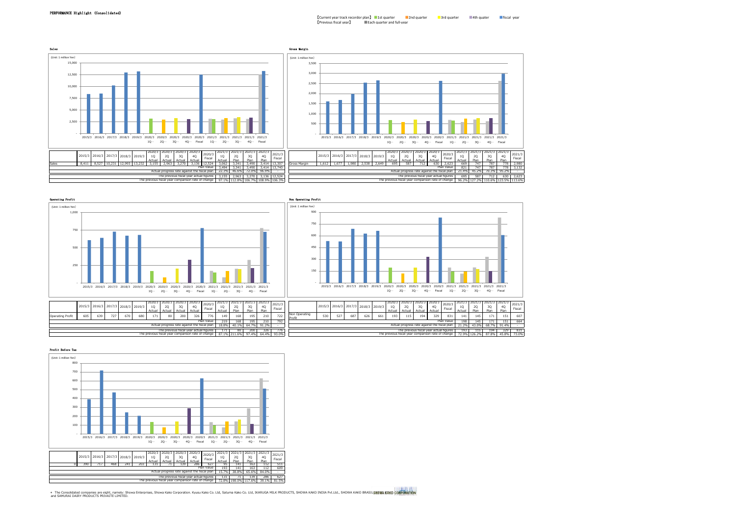# PERFORMANCE Highlight (Consolidated)

【Current year track recordor plan】 1st quarter / 2nd quarter / 3rd quarter / 4th quater / fiscal year
【Previous fiscal year】 Each quarter and full-year

## Sales

(Unit: 1 million Yen)

| | 2015/3 | 2016/3 | 2017/3 | 2018/3 | 2019/3 | 2020/3 1Q Actual | 2020/3 2Q Actual | 2020/3 3Q Actual | 2020/3 4Q Actual | 2020/3 Fiscal | 2021/3 1Q Actual | 2021/3 2Q Plan | 2021/3 3Q Plan | 2021/3 4Q Plan | 2021/3 Fiscal |
|---|---|---|---|---|---|---|---|---|---|---|---|---|---|---|---|
| Sales | 8,411 | 8,527 | 10,231 | 12,993 | 13,232 | 3,155 | 2,963 | 3,270 | 3,136 | 12,524 | 3,062 | 3,341 | 3,490 | 3,414 | 13,307 |
| Plan Value | | | | | | | | | | | 3,494 | 3,341 | 3,490 | 3,414 | 13,740 |
| Actual progress rate against the fiscal plan | | | | | | | | | | | 22.3% | 46.6% | 72.0% | 96.9% | - |
| The previous fiscal year actual figures | | | | | | | | | | | 3,155 | 2,963 | 3,270 | 3,136 | 12,524 |
| The previous fiscal year comparison rate of change | | | | | | | | | | | 97.1% | 112.8% | 106.7% | 108.9% | 106.3% |

## Gross Margin

(Unit: 1 million Yen)

| | 2015/3 | 2016/3 | 2017/3 | 2018/3 | 2019/3 | 2020/3 1Q Actual | 2020/3 2Q Actual | 2020/3 3Q Actual | 2020/3 4Q Actual | 2020/3 Fiscal | 2021/3 1Q Actual | 2021/3 2Q Plan | 2021/3 3Q Plan | 2021/3 4Q Plan | 2021/3 Fiscal |
|---|---|---|---|---|---|---|---|---|---|---|---|---|---|---|---|
| Gross Margin | 1,612 | 1,677 | 1,980 | 2,538 | 2,649 | 695 | 587 | 712 | 630 | 2,623 | 669 | 747 | 787 | 778 | 2,980 |
| Plan Value | | | | | | | | | | | 821 | 747 | 787 | 778 | 3,132 |
| Actual progress rate against the fiscal plan | | | | | | | | | | | 21.4% | 45.2% | 70.3% | 95.2% | - |
| The previous fiscal year actual figures | | | | | | | | | | | 695 | 587 | 712 | 630 | 2,623 |
| The previous fiscal year comparison rate of change | | | | | | | | | | | 96.2% | 127.2% | 110.6% | 123.5% | 113.6% |

## Operating Profit

(Unit: 1 million Yen)

| | 2015/3 | 2016/3 | 2017/3 | 2018/3 | 2019/3 | 2020/3 1Q Actual | 2020/3 2Q Actual | 2020/3 3Q Actual | 2020/3 4Q Actual | 2020/3 Fiscal | 2021/3 1Q Actual | 2021/3 2Q Plan | 2021/3 3Q Plan | 2021/3 4Q Plan | 2021/3 Fiscal |
|---|---|---|---|---|---|---|---|---|---|---|---|---|---|---|---|
| Operating Profit | 605 | 639 | 727 | 670 | 680 | 171 | 80 | 200 | 326 | 776 | 149 | 168 | 195 | 210 | 722 |
| Plan Value | | | | | | | | | | | 219 | 168 | 195 | 210 | 792 |
| Actual progress rate against the fiscal plan | | | | | | | | | | | 18.8% | 40.1% | 64.7% | 91.2% | - |
| The previous fiscal year actual figures | | | | | | | | | | | 171 | 80 | 200 | 326 | 776 |
| The previous fiscal year comparison rate of change | | | | | | | | | | | 87.1% | 211.6% | 97.4% | 64.4% | 93.0% |

## Non Operating Profit

(Unit: 1 million Yen)

| | 2015/3 | 2016/3 | 2017/3 | 2018/3 | 2019/3 | 2020/3 1Q Actual | 2020/3 2Q Actual | 2020/3 3Q Actual | 2020/3 4Q Actual | 2020/3 Fiscal | 2021/3 1Q Actual | 2021/3 2Q Plan | 2021/3 3Q Plan | 2021/3 4Q Plan | 2021/3 Fiscal |
|---|---|---|---|---|---|---|---|---|---|---|---|---|---|---|---|
| Non Operating Profit | 530 | 527 | 687 | 626 | 661 | 193 | 115 | 194 | 329 | 831 | 141 | 145 | 171 | 151 | 607 |
| Plan Value | | | | | | | | | | | 198 | 145 | 171 | 151 | 664 |
| Actual progress rate against the fiscal plan | | | | | | | | | | | 21.2% | 43.0% | 68.7% | 91.4% | - |
| The previous fiscal year actual figures | | | | | | | | | | | 193 | 115 | 194 | 329 | 831 |
| The previous fiscal year comparison rate of change | | | | | | | | | | | 72.9% | 126.2% | 87.8% | 45.8% | 73.0% |

## Profit Before Tax

(Unit: 1 million Yen)

| | 2015/3 | 2016/3 | 2017/3 | 2018/3 | 2019/3 | 2020/3 1Q Actual | 2020/3 2Q Actual | 2020/3 3Q Actual | 2020/3 4Q Actual | 2020/3 Fiscal | 2021/3 1Q Actual | 2021/3 2Q Plan | 2021/3 3Q Plan | 2021/3 4Q Plan | 2021/3 Fiscal |
|---|---|---|---|---|---|---|---|---|---|---|---|---|---|---|---|
| 0 | 390 | 717 | 468 | 241 | 203 | 131 | 71 | 139 | 286 | 627 | 95 | 141 | 163 | 112 | 511 |
| Plan Value | | | | | | | | | | | 193 | 141 | 163 | 112 | 609 |
| Actual progress rate against the fiscal plan | | | | | | | | | | | 15.7% | 38.8% | 65.6% | 84.0% | - |
| The previous fiscal year actual figures | | | | | | | | | | | 131 | 71 | 139 | 286 | 627 |
| The previous fiscal year comparison rate of change | | | | | | | | | | | 72.8% | 198.0% | 117.6% | 39.1% | 81.5% |

＊ The Consolidated companies are eight, namely: Showa Enterprises, Showa Kako Corporation. Kyusu Kako Co. Ltd, Satuma Kako Co. Ltd, IKARUGA MILK PRODUCTS, SHOWA KAKO INDIA Pvt.Ltd., SHOWA KAKO BRASIL and SAMURAI DAIRY PRODUCTS PRIVAITE LIMITED.

SHOWA KAKO CORPORATION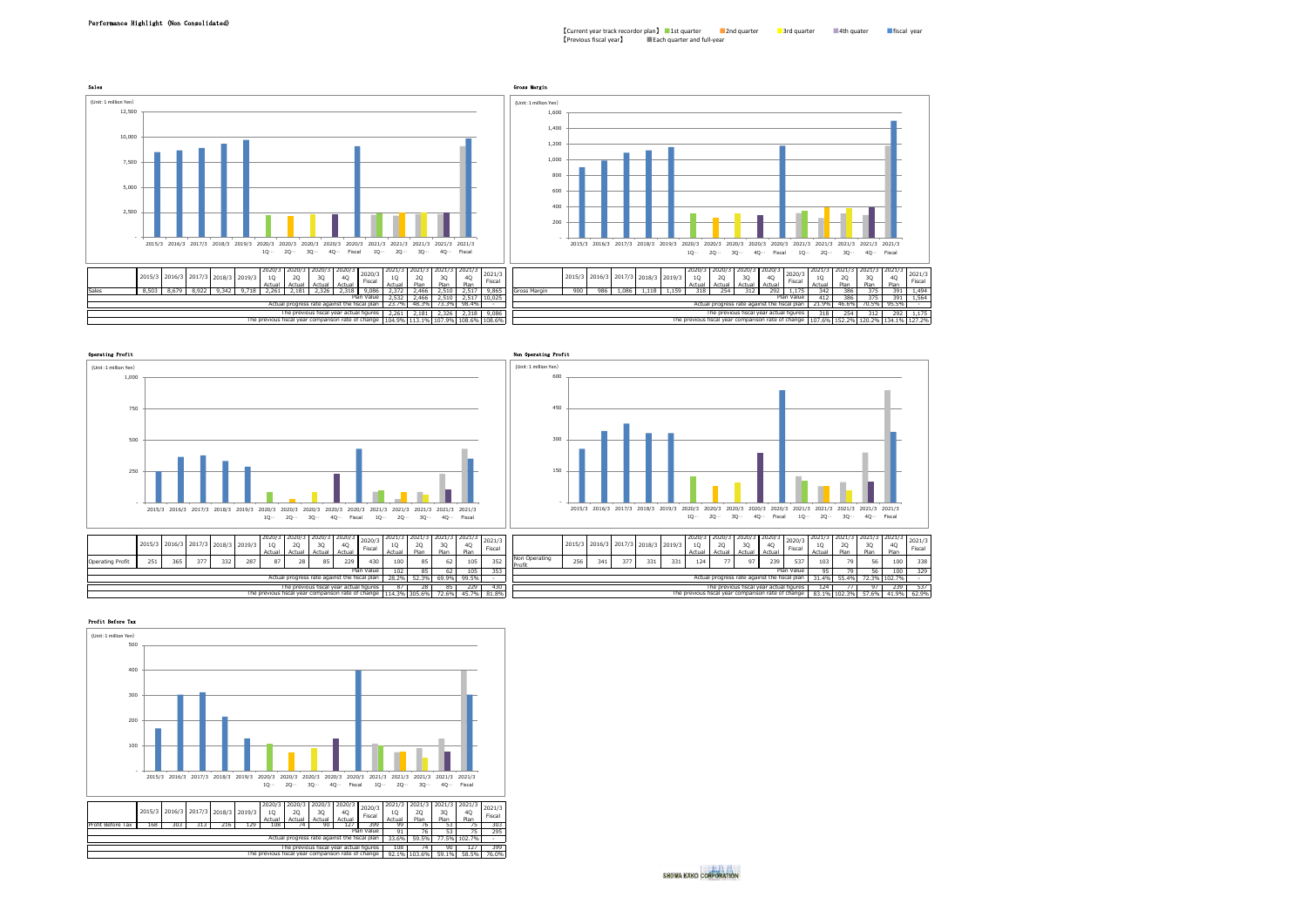# Performance Highlight (Non Consolidated)

【Current year track recordor plan】 1st quarter 2nd quarter 3rd quarter 4th quater fiscal year
【Previous fiscal year】 Each quarter and full-year

## Sales

(Unit: 1 million Yen)

| | 2015/3 | 2016/3 | 2017/3 | 2018/3 | 2019/3 | 2020/3 1Q Actual | 2020/3 2Q Actual | 2020/3 3Q Actual | 2020/3 4Q Actual | 2020/3 Fiscal | 2021/3 1Q Actual | 2021/3 2Q Plan | 2021/3 3Q Plan | 2021/3 4Q Plan | 2021/3 Fiscal |
|---|---|---|---|---|---|---|---|---|---|---|---|---|---|---|---|
| Sales | 8,503 | 8,679 | 8,922 | 9,342 | 9,718 | 2,261 | 2,181 | 2,326 | 2,318 | 9,086 | 2,372 | 2,466 | 2,510 | 2,517 | 9,865 |
| Plan Value | | | | | | | | | | | 2,532 | 2,466 | 2,510 | 2,517 | 10,025 |
| Actual progress rate against the fiscal plan | | | | | | | | | | | 23.7% | 48.3% | 73.3% | 98.4% | - |
| The previous fiscal year actual figures | | | | | | | | | | | 2,261 | 2,181 | 2,326 | 2,318 | 9,086 |
| The previous fiscal year comparison rate of change | | | | | | | | | | | 104.9% | 113.1% | 107.9% | 108.6% | 108.6% |

## Gross Margin

(Unit: 1 million Yen)

| | 2015/3 | 2016/3 | 2017/3 | 2018/3 | 2019/3 | 2020/3 1Q Actual | 2020/3 2Q Actual | 2020/3 3Q Actual | 2020/3 4Q Actual | 2020/3 Fiscal | 2021/3 1Q Actual | 2021/3 2Q Plan | 2021/3 3Q Plan | 2021/3 4Q Plan | 2021/3 Fiscal |
|---|---|---|---|---|---|---|---|---|---|---|---|---|---|---|---|
| Gross Margin | 900 | 986 | 1,086 | 1,118 | 1,159 | 318 | 254 | 312 | 292 | 1,175 | 342 | 386 | 375 | 391 | 1,494 |
| Plan Value | | | | | | | | | | | 412 | 386 | 375 | 391 | 1,564 |
| Actual progress rate against the fiscal plan | | | | | | | | | | | 21.9% | 46.6% | 70.5% | 95.5% | - |
| The previous fiscal year actual figures | | | | | | | | | | | 318 | 254 | 312 | 292 | 1,175 |
| The previous fiscal year comparison rate of change | | | | | | | | | | | 107.6% | 152.2% | 120.2% | 134.1% | 127.2% |

## Operating Profit

(Unit: 1 million Yen)

| | 2015/3 | 2016/3 | 2017/3 | 2018/3 | 2019/3 | 2020/3 1Q Actual | 2020/3 2Q Actual | 2020/3 3Q Actual | 2020/3 4Q Actual | 2020/3 Fiscal | 2021/3 1Q Actual | 2021/3 2Q Plan | 2021/3 3Q Plan | 2021/3 4Q Plan | 2021/3 Fiscal |
|---|---|---|---|---|---|---|---|---|---|---|---|---|---|---|---|
| Operating Profit | 251 | 365 | 377 | 332 | 287 | 87 | 28 | 85 | 229 | 430 | 100 | 85 | 62 | 105 | 352 |
| Plan Value | | | | | | | | | | | 102 | 85 | 62 | 105 | 353 |
| Actual progress rate against the fiscal plan | | | | | | | | | | | 28.2% | 52.3% | 69.9% | 99.5% | - |
| The previous fiscal year actual figures | | | | | | | | | | | 87 | 28 | 85 | 229 | 430 |
| The previous fiscal year comparison rate of change | | | | | | | | | | | 114.3% | 305.6% | 72.6% | 45.7% | 81.8% |

## Non Operating Profit

(Unit: 1 million Yen)

| | 2015/3 | 2016/3 | 2017/3 | 2018/3 | 2019/3 | 2020/3 1Q Actual | 2020/3 2Q Actual | 2020/3 3Q Actual | 2020/3 4Q Actual | 2020/3 Fiscal | 2021/3 1Q Actual | 2021/3 2Q Plan | 2021/3 3Q Plan | 2021/3 4Q Plan | 2021/3 Fiscal |
|---|---|---|---|---|---|---|---|---|---|---|---|---|---|---|---|
| Non Operating Profit | 256 | 341 | 377 | 331 | 331 | 124 | 77 | 97 | 239 | 537 | 103 | 79 | 56 | 100 | 338 |
| Plan Value | | | | | | | | | | | 95 | 79 | 56 | 100 | 329 |
| Actual progress rate against the fiscal plan | | | | | | | | | | | 31.4% | 55.4% | 72.3% | 102.7% | - |
| The previous fiscal year actual figures | | | | | | | | | | | 124 | 77 | 97 | 239 | 537 |
| The previous fiscal year comparison rate of change | | | | | | | | | | | 83.1% | 102.3% | 57.6% | 41.9% | 62.9% |

## Profit Before Tax

(Unit: 1 million Yen)

| | 2015/3 | 2016/3 | 2017/3 | 2018/3 | 2019/3 | 2020/3 1Q Actual | 2020/3 2Q Actual | 2020/3 3Q Actual | 2020/3 4Q Actual | 2020/3 Fiscal | 2021/3 1Q Actual | 2021/3 2Q Plan | 2021/3 3Q Plan | 2021/3 4Q Plan | 2021/3 Fiscal |
|---|---|---|---|---|---|---|---|---|---|---|---|---|---|---|---|
| Profit Before Tax | 168 | 303 | 313 | 216 | 129 | 108 | 74 | 90 | 127 | 399 | 99 | 76 | 53 | 75 | 303 |
| Plan Value | | | | | | | | | | | 91 | 76 | 53 | 75 | 295 |
| Actual progress rate against the fiscal plan | | | | | | | | | | | 33.6% | 59.5% | 77.5% | 102.7% | - |
| The previous fiscal year actual figures | | | | | | | | | | | 108 | 74 | 90 | 127 | 399 |
| The previous fiscal year comparison rate of change | | | | | | | | | | | 92.1% | 103.6% | 59.1% | 58.5% | 76.0% |

SHOWA KAKO CORPORATION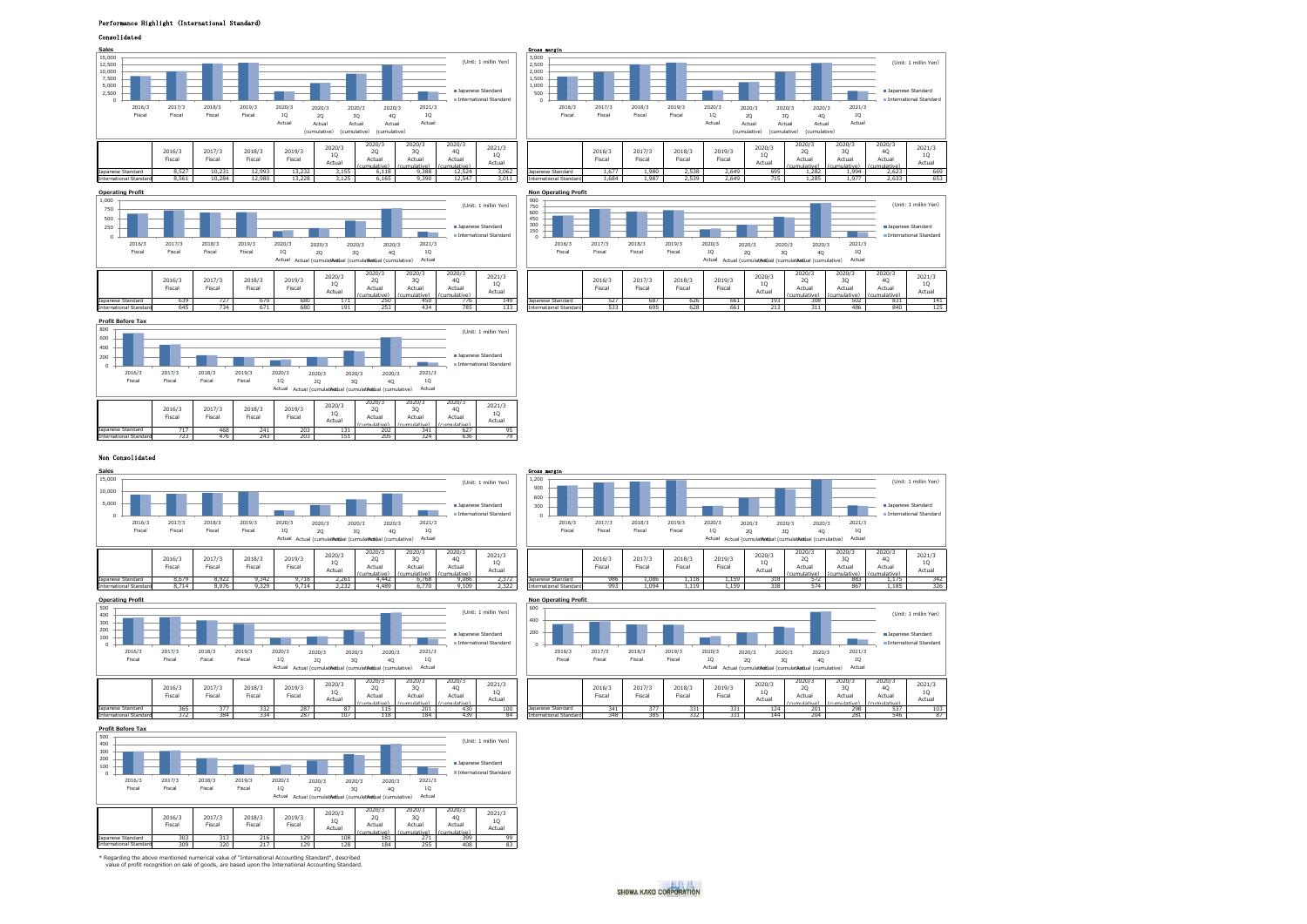# Performance Highlight (International Standard)

## Consolidated

### Sales

(Unit: 1 millin Yen)

■ Japanese Standard
■ International Standard

| | 2016/3 Fiscal | 2017/3 Fiscal | 2018/3 Fiscal | 2019/3 Fiscal | 2020/3 1Q Actual | 2020/3 2Q Actual (cumulative) | 2020/3 3Q Actual (cumulative) | 2020/3 4Q Actual (cumulative) | 2021/3 1Q Actual |
|---|---|---|---|---|---|---|---|---|---|
| Japanese Standard | 8,527 | 10,231 | 12,993 | 13,232 | 3,155 | 6,118 | 9,388 | 12,524 | 3,062 |
| International Standard | 8,561 | 10,284 | 12,980 | 13,228 | 3,125 | 6,165 | 9,390 | 12,547 | 3,011 |

### Gross margin

(Unit: 1 millin Yen)

■ Japanese Standard
■ International Standard

| | 2016/3 Fiscal | 2017/3 Fiscal | 2018/3 Fiscal | 2019/3 Fiscal | 2020/3 1Q Actual | 2020/3 2Q Actual (cumulative) | 2020/3 3Q Actual (cumulative) | 2020/3 4Q Actual (cumulative) | 2021/3 1Q Actual |
|---|---|---|---|---|---|---|---|---|---|
| Japanese Standard | 1,677 | 1,980 | 2,538 | 2,649 | 695 | 1,282 | 1,994 | 2,623 | 669 |
| International Standard | 1,684 | 1,987 | 2,539 | 2,649 | 715 | 1,285 | 1,977 | 2,633 | 653 |

### Operating Profit

(Unit: 1 millin Yen)

■ Japanese Standard
■ International Standard

| | 2016/3 Fiscal | 2017/3 Fiscal | 2018/3 Fiscal | 2019/3 Fiscal | 2020/3 1Q Actual | 2020/3 2Q Actual (cumulative) | 2020/3 3Q Actual (cumulative) | 2020/3 4Q Actual (cumulative) | 2021/3 1Q Actual |
|---|---|---|---|---|---|---|---|---|---|
| Japanese Standard | 639 | 727 | 670 | 680 | 171 | 250 | 450 | 776 | 149 |
| International Standard | 645 | 734 | 671 | 680 | 191 | 253 | 434 | 785 | 133 |

### Non Operating Profit

(Unit: 1 millin Yen)

■ Japanese Standard
■ International Standard

| | 2016/3 Fiscal | 2017/3 Fiscal | 2018/3 Fiscal | 2019/3 Fiscal | 2020/3 1Q Actual | 2020/3 2Q Actual (cumulative) | 2020/3 3Q Actual (cumulative) | 2020/3 4Q Actual (cumulative) | 2021/3 1Q Actual |
|---|---|---|---|---|---|---|---|---|---|
| Japanese Standard | 527 | 687 | 626 | 661 | 193 | 308 | 502 | 831 | 141 |
| International Standard | 533 | 695 | 628 | 661 | 213 | 311 | 486 | 840 | 125 |

### Profit Before Tax

(Unit: 1 millin Yen)

■ Japanese Standard
■ International Standard

| | 2016/3 Fiscal | 2017/3 Fiscal | 2018/3 Fiscal | 2019/3 Fiscal | 2020/3 1Q Actual | 2020/3 2Q Actual (cumulative) | 2020/3 3Q Actual (cumulative) | 2020/3 4Q Actual (cumulative) | 2021/3 1Q Actual |
|---|---|---|---|---|---|---|---|---|---|
| Japanese Standard | 717 | 468 | 241 | 203 | 131 | 202 | 341 | 627 | 95 |
| International Standard | 723 | 476 | 243 | 203 | 151 | 205 | 324 | 636 | 79 |

## Non Consolidated

### Sales

(Unit: 1 millin Yen)

■ Japanese Standard
■ International Standard

| | 2016/3 Fiscal | 2017/3 Fiscal | 2018/3 Fiscal | 2019/3 Fiscal | 2020/3 1Q Actual | 2020/3 2Q Actual (cumulative) | 2020/3 3Q Actual (cumulative) | 2020/3 4Q Actual (cumulative) | 2021/3 1Q Actual |
|---|---|---|---|---|---|---|---|---|---|
| Japanese Standard | 8,679 | 8,922 | 9,342 | 9,718 | 2,261 | 4,442 | 6,768 | 9,086 | 2,372 |
| International Standard | 8,714 | 8,976 | 9,329 | 9,714 | 2,232 | 4,489 | 6,770 | 9,109 | 2,322 |

### Gross margin

(Unit: 1 millin Yen)

■ Japanese Standard
■ International Standard

| | 2016/3 Fiscal | 2017/3 Fiscal | 2018/3 Fiscal | 2019/3 Fiscal | 2020/3 1Q Actual | 2020/3 2Q Actual (cumulative) | 2020/3 3Q Actual (cumulative) | 2020/3 4Q Actual (cumulative) | 2021/3 1Q Actual |
|---|---|---|---|---|---|---|---|---|---|
| Japanese Standard | 986 | 1,086 | 1,118 | 1,159 | 318 | 572 | 883 | 1,175 | 342 |
| International Standard | 993 | 1,094 | 1,119 | 1,159 | 338 | 574 | 867 | 1,185 | 326 |

### Operating Profit

(Unit: 1 millin Yen)

■ Japanese Standard
■ International Standard

| | 2016/3 Fiscal | 2017/3 Fiscal | 2018/3 Fiscal | 2019/3 Fiscal | 2020/3 1Q Actual | 2020/3 2Q Actual (cumulative) | 2020/3 3Q Actual (cumulative) | 2020/3 4Q Actual (cumulative) | 2021/3 1Q Actual |
|---|---|---|---|---|---|---|---|---|---|
| Japanese Standard | 365 | 377 | 332 | 287 | 87 | 115 | 201 | 430 | 100 |
| International Standard | 372 | 384 | 334 | 287 | 107 | 118 | 184 | 439 | 84 |

### Non Operating Profit

(Unit: 1 millin Yen)

■ Japanese Standard
■ International Standard

| | 2016/3 Fiscal | 2017/3 Fiscal | 2018/3 Fiscal | 2019/3 Fiscal | 2020/3 1Q Actual | 2020/3 2Q Actual (cumulative) | 2020/3 3Q Actual (cumulative) | 2020/3 4Q Actual (cumulative) | 2021/3 1Q Actual |
|---|---|---|---|---|---|---|---|---|---|
| Japanese Standard | 341 | 377 | 331 | 331 | 124 | 201 | 298 | 537 | 103 |
| International Standard | 348 | 385 | 332 | 331 | 144 | 204 | 281 | 546 | 87 |

### Profit Before Tax

(Unit: 1 millin Yen)

■ Japanese Standard
■ International Standard

| | 2016/3 Fiscal | 2017/3 Fiscal | 2018/3 Fiscal | 2019/3 Fiscal | 2020/3 1Q Actual | 2020/3 2Q Actual (cumulative) | 2020/3 3Q Actual (cumulative) | 2020/3 4Q Actual (cumulative) | 2021/3 1Q Actual |
|---|---|---|---|---|---|---|---|---|---|
| Japanese Standard | 303 | 313 | 216 | 129 | 108 | 181 | 271 | 399 | 99 |
| International Standard | 309 | 320 | 217 | 129 | 128 | 184 | 255 | 408 | 83 |

* Regarding the above mentioned numerical value of "International Accounting Standard", described value of profit recognition on sale of goods, are based upon the International Accounting Standard.

SHOWA KAKO CORPORATION